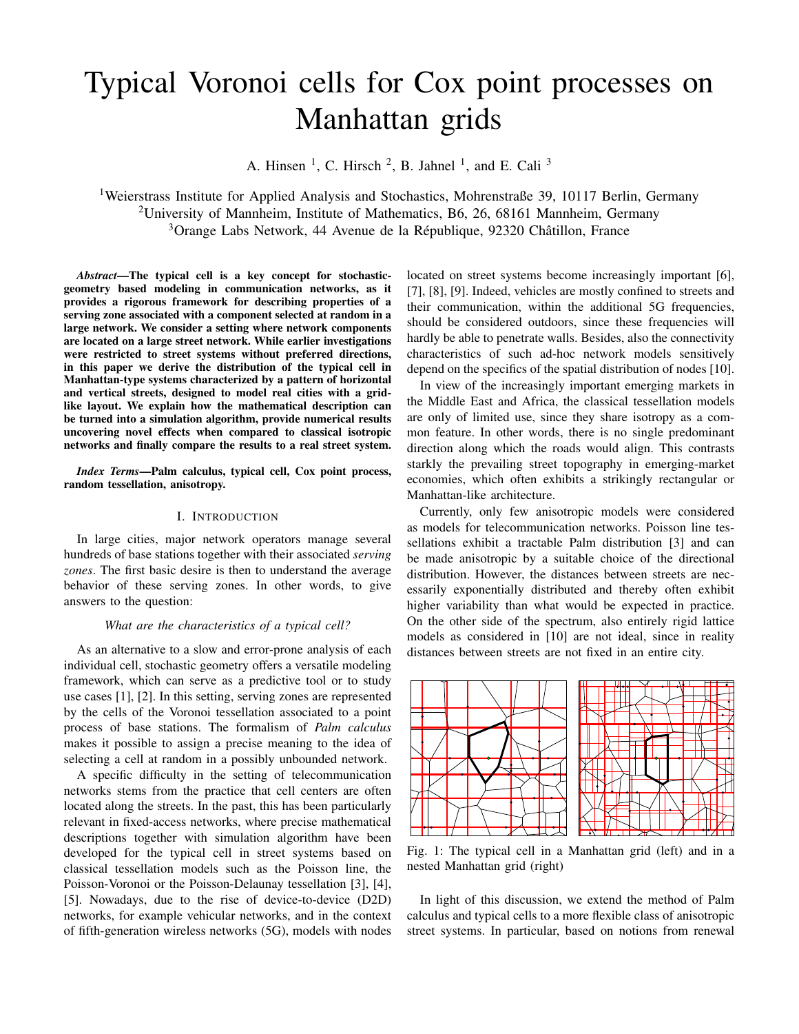# Typical Voronoi cells for Cox point processes on Manhattan grids

A. Hinsen [1], C. Hirsch [2], B. Jahnel [1], and E. Cali [3]

[1]Weierstrass Institute for Applied Analysis and Stochastics, Mohrenstraße 39, 10117 Berlin, Germany
[2]University of Mannheim, Institute of Mathematics, B6, 26, 68161 Mannheim, Germany
[3]Orange Labs Network, 44 Avenue de la République, 92320 Châtillon, France

***Abstract*—The typical cell is a key concept for stochastic-geometry based modeling in communication networks, as it provides a rigorous framework for describing properties of a serving zone associated with a component selected at random in a large network. We consider a setting where network components are located on a large street network. While earlier investigations were restricted to street systems without preferred directions, in this paper we derive the distribution of the typical cell in Manhattan-type systems characterized by a pattern of horizontal and vertical streets, designed to model real cities with a grid-like layout. We explain how the mathematical description can be turned into a simulation algorithm, provide numerical results uncovering novel effects when compared to classical isotropic networks and finally compare the results to a real street system.**

***Index Terms*—Palm calculus, typical cell, Cox point process, random tessellation, anisotropy.**

## I. Introduction

In large cities, major network operators manage several hundreds of base stations together with their associated *serving zones*. The first basic desire is then to understand the average behavior of these serving zones. In other words, to give answers to the question:

*What are the characteristics of a typical cell?*

As an alternative to a slow and error-prone analysis of each individual cell, stochastic geometry offers a versatile modeling framework, which can serve as a predictive tool or to study use cases [1], [2]. In this setting, serving zones are represented by the cells of the Voronoi tessellation associated to a point process of base stations. The formalism of *Palm calculus* makes it possible to assign a precise meaning to the idea of selecting a cell at random in a possibly unbounded network.

A specific difficulty in the setting of telecommunication networks stems from the practice that cell centers are often located along the streets. In the past, this has been particularly relevant in fixed-access networks, where precise mathematical descriptions together with simulation algorithm have been developed for the typical cell in street systems based on classical tessellation models such as the Poisson line, the Poisson-Voronoi or the Poisson-Delaunay tessellation [3], [4], [5]. Nowadays, due to the rise of device-to-device (D2D) networks, for example vehicular networks, and in the context of fifth-generation wireless networks (5G), models with nodes located on street systems become increasingly important [6], [7], [8], [9]. Indeed, vehicles are mostly confined to streets and their communication, within the additional 5G frequencies, should be considered outdoors, since these frequencies will hardly be able to penetrate walls. Besides, also the connectivity characteristics of such ad-hoc network models sensitively depend on the specifics of the spatial distribution of nodes [10].

In view of the increasingly important emerging markets in the Middle East and Africa, the classical tessellation models are only of limited use, since they share isotropy as a common feature. In other words, there is no single predominant direction along which the roads would align. This contrasts starkly the prevailing street topography in emerging-market economies, which often exhibits a strikingly rectangular or Manhattan-like architecture.

Currently, only few anisotropic models were considered as models for telecommunication networks. Poisson line tessellations exhibit a tractable Palm distribution [3] and can be made anisotropic by a suitable choice of the directional distribution. However, the distances between streets are necessarily exponentially distributed and thereby often exhibit higher variability than what would be expected in practice. On the other side of the spectrum, also entirely rigid lattice models as considered in [10] are not ideal, since in reality distances between streets are not fixed in an entire city.

Fig. 1: The typical cell in a Manhattan grid (left) and in a nested Manhattan grid (right)

In light of this discussion, we extend the method of Palm calculus and typical cells to a more flexible class of anisotropic street systems. In particular, based on notions from renewal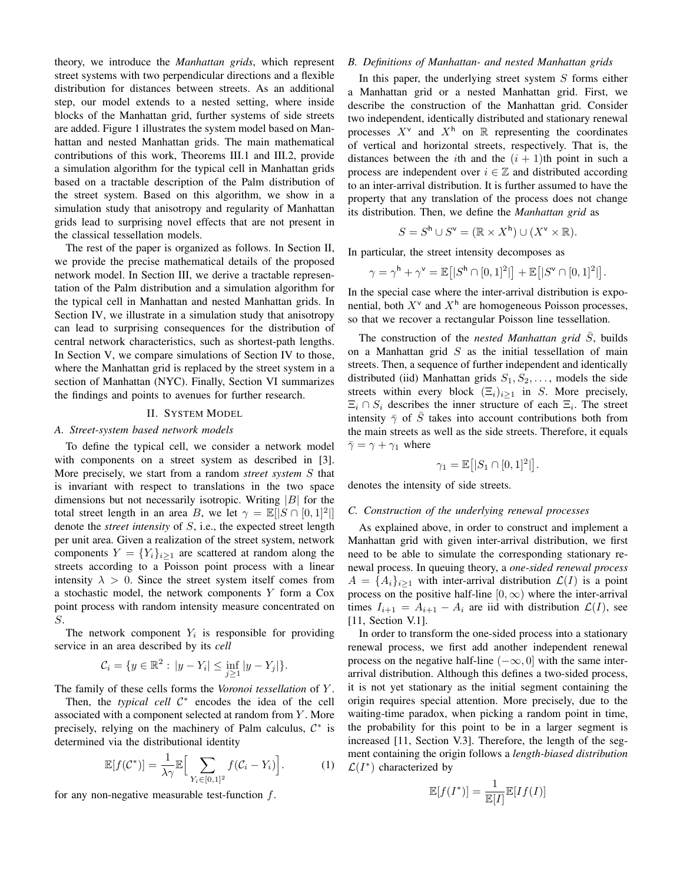theory, we introduce the *Manhattan grids*, which represent street systems with two perpendicular directions and a flexible distribution for distances between streets. As an additional step, our model extends to a nested setting, where inside blocks of the Manhattan grid, further systems of side streets are added. Figure 1 illustrates the system model based on Manhattan and nested Manhattan grids. The main mathematical contributions of this work, Theorems III.1 and III.2, provide a simulation algorithm for the typical cell in Manhattan grids based on a tractable description of the Palm distribution of the street system. Based on this algorithm, we show in a simulation study that anisotropy and regularity of Manhattan grids lead to surprising novel effects that are not present in the classical tessellation models.

The rest of the paper is organized as follows. In Section II, we provide the precise mathematical details of the proposed network model. In Section III, we derive a tractable representation of the Palm distribution and a simulation algorithm for the typical cell in Manhattan and nested Manhattan grids. In Section IV, we illustrate in a simulation study that anisotropy can lead to surprising consequences for the distribution of central network characteristics, such as shortest-path lengths. In Section V, we compare simulations of Section IV to those, where the Manhattan grid is replaced by the street system in a section of Manhattan (NYC). Finally, Section VI summarizes the findings and points to avenues for further research.

## II. System Model

### A. Street-system based network models

To define the typical cell, we consider a network model with components on a street system as described in [3]. More precisely, we start from a random *street system* $S$ that is invariant with respect to translations in the two space dimensions but not necessarily isotropic. Writing $|B|$ for the total street length in an area $B$, we let $\gamma = \mathbb{E}[|S \cap [0,1]^2|]$ denote the *street intensity* of $S$, i.e., the expected street length per unit area. Given a realization of the street system, network components $Y = \{Y_i\}_{i \ge 1}$ are scattered at random along the streets according to a Poisson point process with a linear intensity $\lambda > 0$. Since the street system itself comes from a stochastic model, the network components $Y$ form a Cox point process with random intensity measure concentrated on $S$.

The network component $Y_i$ is responsible for providing service in an area described by its *cell*

$$\mathcal{C}_i = \{y \in \mathbb{R}^2 : |y - Y_i| \le \inf_{j \ge 1} |y - Y_j|\}.$$

The family of these cells forms the *Voronoi tessellation* of $Y$.

Then, the *typical cell* $\mathcal{C}^*$ encodes the idea of the cell associated with a component selected at random from $Y$. More precisely, relying on the machinery of Palm calculus, $\mathcal{C}^*$ is determined via the distributional identity

$$\mathbb{E}[f(\mathcal{C}^*)] = \frac{1}{\lambda\gamma}\mathbb{E}\Big[\sum_{Y_i \in [0,1]^2} f(\mathcal{C}_i - Y_i)\Big]. \tag{1}$$

for any non-negative measurable test-function $f$.

### B. Definitions of Manhattan- and nested Manhattan grids

In this paper, the underlying street system $S$ forms either a Manhattan grid or a nested Manhattan grid. First, we describe the construction of the Manhattan grid. Consider two independent, identically distributed and stationary renewal processes $X^{\mathsf{v}}$ and $X^{\mathsf{h}}$ on $\mathbb{R}$ representing the coordinates of vertical and horizontal streets, respectively. That is, the distances between the $i$th and the $(i+1)$th point in such a process are independent over $i \in \mathbb{Z}$ and distributed according to an inter-arrival distribution. It is further assumed to have the property that any translation of the process does not change its distribution. Then, we define the *Manhattan grid* as

$$S = S^{\mathsf{h}} \cup S^{\mathsf{v}} = (\mathbb{R} \times X^{\mathsf{h}}) \cup (X^{\mathsf{v}} \times \mathbb{R}).$$

In particular, the street intensity decomposes as

$$\gamma = \gamma^{\mathsf{h}} + \gamma^{\mathsf{v}} = \mathbb{E}\big[|S^{\mathsf{h}} \cap [0,1]^2|\big] + \mathbb{E}\big[|S^{\mathsf{v}} \cap [0,1]^2|\big].$$

In the special case where the inter-arrival distribution is exponential, both $X^{\mathsf{v}}$ and $X^{\mathsf{h}}$ are homogeneous Poisson processes, so that we recover a rectangular Poisson line tessellation.

The construction of the *nested Manhattan grid* $\bar{S}$, builds on a Manhattan grid $S$ as the initial tessellation of main streets. Then, a sequence of further independent and identically distributed (iid) Manhattan grids $S_1, S_2, \dots$, models the side streets within every block $(\Xi_i)_{i \ge 1}$ in $S$. More precisely, $\Xi_i \cap S_i$ describes the inner structure of each $\Xi_i$. The street intensity $\bar{\gamma}$ of $\bar{S}$ takes into account contributions both from the main streets as well as the side streets. Therefore, it equals $\bar{\gamma} = \gamma + \gamma_1$ where

$$\gamma_1 = \mathbb{E}\big[|S_1 \cap [0,1]^2|\big].$$

denotes the intensity of side streets.

### C. Construction of the underlying renewal processes

As explained above, in order to construct and implement a Manhattan grid with given inter-arrival distribution, we first need to be able to simulate the corresponding stationary renewal process. In queuing theory, a *one-sided renewal process* $A = \{A_i\}_{i \ge 1}$ with inter-arrival distribution $\mathcal{L}(I)$ is a point process on the positive half-line $[0, \infty)$ where the inter-arrival times $I_{i+1} = A_{i+1} - A_i$ are iid with distribution $\mathcal{L}(I)$, see [11, Section V.1].

In order to transform the one-sided process into a stationary renewal process, we first add another independent renewal process on the negative half-line $(-\infty, 0]$ with the same inter-arrival distribution. Although this defines a two-sided process, it is not yet stationary as the initial segment containing the origin requires special attention. More precisely, due to the waiting-time paradox, when picking a random point in time, the probability for this point to be in a larger segment is increased [11, Section V.3]. Therefore, the length of the segment containing the origin follows a *length-biased distribution* $\mathcal{L}(I^*)$ characterized by

$$\mathbb{E}[f(I^*)] = \frac{1}{\mathbb{E}[I]}\mathbb{E}[I f(I)]$$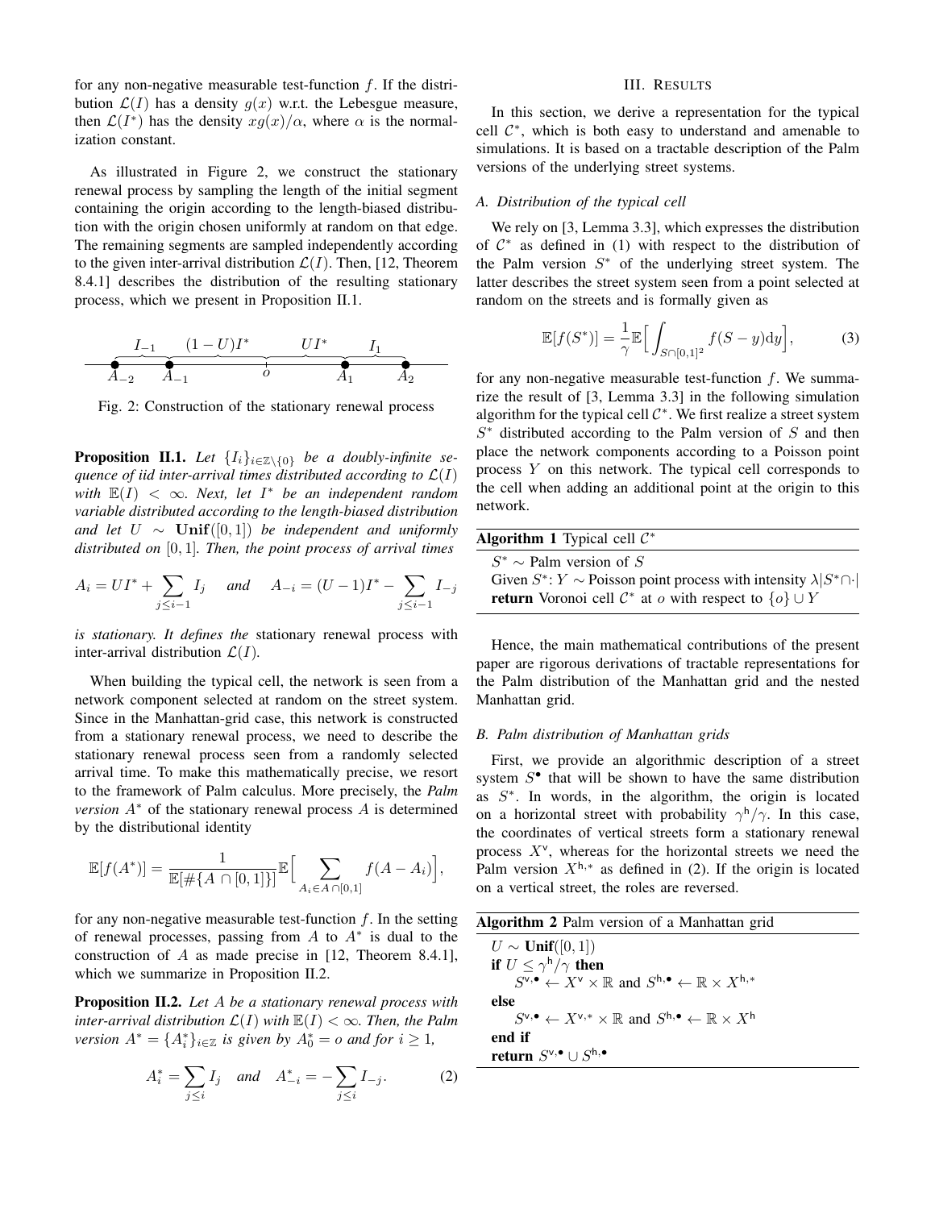for any non-negative measurable test-function $f$. If the distribution $\mathcal{L}(I)$ has a density $g(x)$ w.r.t. the Lebesgue measure, then $\mathcal{L}(I^*)$ has the density $xg(x)/\alpha$, where $\alpha$ is the normalization constant.

As illustrated in Figure 2, we construct the stationary renewal process by sampling the length of the initial segment containing the origin according to the length-biased distribution with the origin chosen uniformly at random on that edge. The remaining segments are sampled independently according to the given inter-arrival distribution $\mathcal{L}(I)$. Then, [12, Theorem 8.4.1] describes the distribution of the resulting stationary process, which we present in Proposition II.1.

Fig. 2: Construction of the stationary renewal process

**Proposition II.1.** *Let $\{I_i\}_{i\in\mathbb{Z}\setminus\{0\}}$ be a doubly-infinite sequence of iid inter-arrival times distributed according to $\mathcal{L}(I)$ with $\mathbb{E}(I) < \infty$. Next, let $I^*$ be an independent random variable distributed according to the length-biased distribution and let $U \sim \mathbf{Unif}([0,1])$ be independent and uniformly distributed on $[0,1]$. Then, the point process of arrival times*

$$A_i = UI^* + \sum_{j\le i-1} I_j \quad \text{and} \quad A_{-i} = (U-1)I^* - \sum_{j\le i-1} I_{-j}$$

*is stationary. It defines the* stationary renewal process with inter-arrival distribution $\mathcal{L}(I)$.

When building the typical cell, the network is seen from a network component selected at random on the street system. Since in the Manhattan-grid case, this network is constructed from a stationary renewal process, we need to describe the stationary renewal process seen from a randomly selected arrival time. To make this mathematically precise, we resort to the framework of Palm calculus. More precisely, the *Palm version* $A^*$ of the stationary renewal process $A$ is determined by the distributional identity

$$\mathbb{E}[f(A^*)] = \frac{1}{\mathbb{E}[\#\{A\cap[0,1]\}]}\mathbb{E}\Big[\sum_{A_i\in A\cap[0,1]} f(A-A_i)\Big],$$

for any non-negative measurable test-function $f$. In the setting of renewal processes, passing from $A$ to $A^*$ is dual to the construction of $A$ as made precise in [12, Theorem 8.4.1], which we summarize in Proposition II.2.

**Proposition II.2.** *Let $A$ be a stationary renewal process with inter-arrival distribution $\mathcal{L}(I)$ with $\mathbb{E}(I) < \infty$. Then, the Palm version $A^* = \{A^*_i\}_{i\in\mathbb{Z}}$ is given by $A^*_0 = o$ and for $i \ge 1$,*

$$A^*_i = \sum_{j\le i} I_j \quad \text{and} \quad A^*_{-i} = -\sum_{j\le i} I_{-j}. \tag{2}$$

## III. Results

In this section, we derive a representation for the typical cell $\mathcal{C}^*$, which is both easy to understand and amenable to simulations. It is based on a tractable description of the Palm versions of the underlying street systems.

### A. Distribution of the typical cell

We rely on [3, Lemma 3.3], which expresses the distribution of $\mathcal{C}^*$ as defined in (1) with respect to the distribution of the Palm version $S^*$ of the underlying street system. The latter describes the street system seen from a point selected at random on the streets and is formally given as

$$\mathbb{E}[f(S^*)] = \frac{1}{\gamma}\mathbb{E}\Big[\int_{S\cap[0,1]^2} f(S-y)\mathrm{d}y\Big], \tag{3}$$

for any non-negative measurable test-function $f$. We summarize the result of [3, Lemma 3.3] in the following simulation algorithm for the typical cell $\mathcal{C}^*$. We first realize a street system $S^*$ distributed according to the Palm version of $S$ and then place the network components according to a Poisson point process $Y$ on this network. The typical cell corresponds to the cell when adding an additional point at the origin to this network.

**Algorithm 1** Typical cell $\mathcal{C}^*$

```
S* ~ Palm version of S
Given S*: Y ~ Poisson point process with intensity λ|S* ∩ ·|
return Voronoi cell C* at o with respect to {o} ∪ Y
```

Hence, the main mathematical contributions of the present paper are rigorous derivations of tractable representations for the Palm distribution of the Manhattan grid and the nested Manhattan grid.

### B. Palm distribution of Manhattan grids

First, we provide an algorithmic description of a street system $S^\bullet$ that will be shown to have the same distribution as $S^*$. In words, in the algorithm, the origin is located on a horizontal street with probability $\gamma^{\mathsf{h}}/\gamma$. In this case, the coordinates of vertical streets form a stationary renewal process $X^{\mathsf{v}}$, whereas for the horizontal streets we need the Palm version $X^{\mathsf{h},*}$ as defined in (2). If the origin is located on a vertical street, the roles are reversed.

**Algorithm 2** Palm version of a Manhattan grid

```
U ~ Unif([0,1])
if U ≤ γ^h/γ then
    S^{v,•} ← X^v × ℝ and S^{h,•} ← ℝ × X^{h,*}
else
    S^{v,•} ← X^{v,*} × ℝ and S^{h,•} ← ℝ × X^h
end if
return S^{v,•} ∪ S^{h,•}
```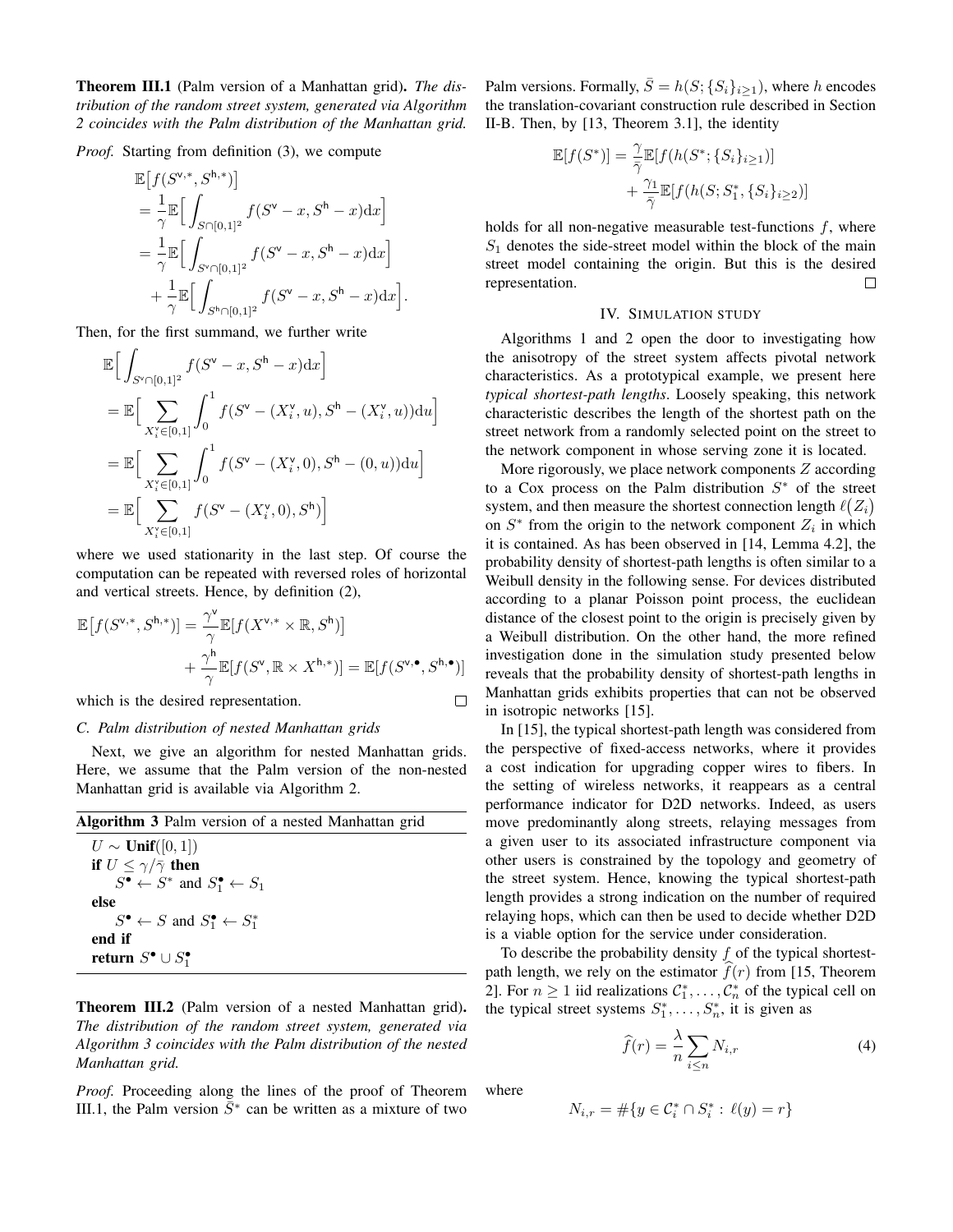**Theorem III.1** (Palm version of a Manhattan grid). *The distribution of the random street system, generated via Algorithm 2 coincides with the Palm distribution of the Manhattan grid.*

*Proof.* Starting from definition (3), we compute

$$
\begin{aligned}
&\mathbb{E}\big[f(S^{\mathsf{v},*}, S^{\mathsf{h},*})\big] \\
&= \frac{1}{\gamma}\mathbb{E}\Big[\int_{S\cap[0,1]^2} f(S^{\mathsf{v}} - x, S^{\mathsf{h}} - x)\mathrm{d}x\Big] \\
&= \frac{1}{\gamma}\mathbb{E}\Big[\int_{S^{\mathsf{v}}\cap[0,1]^2} f(S^{\mathsf{v}} - x, S^{\mathsf{h}} - x)\mathrm{d}x\Big] \\
&\quad + \frac{1}{\gamma}\mathbb{E}\Big[\int_{S^{\mathsf{h}}\cap[0,1]^2} f(S^{\mathsf{v}} - x, S^{\mathsf{h}} - x)\mathrm{d}x\Big].
\end{aligned}
$$

Then, for the first summand, we further write

$$
\begin{aligned}
&\mathbb{E}\Big[\int_{S^{\mathsf{v}}\cap[0,1]^2} f(S^{\mathsf{v}} - x, S^{\mathsf{h}} - x)\mathrm{d}x\Big] \\
&= \mathbb{E}\Big[\sum_{X_i^{\mathsf{v}}\in[0,1]}\int_0^1 f(S^{\mathsf{v}} - (X_i^{\mathsf{v}}, u), S^{\mathsf{h}} - (X_i^{\mathsf{v}}, u))\mathrm{d}u\Big] \\
&= \mathbb{E}\Big[\sum_{X_i^{\mathsf{v}}\in[0,1]}\int_0^1 f(S^{\mathsf{v}} - (X_i^{\mathsf{v}}, 0), S^{\mathsf{h}} - (0, u))\mathrm{d}u\Big] \\
&= \mathbb{E}\Big[\sum_{X_i^{\mathsf{v}}\in[0,1]} f(S^{\mathsf{v}} - (X_i^{\mathsf{v}}, 0), S^{\mathsf{h}})\Big]
\end{aligned}
$$

where we used stationarity in the last step. Of course the computation can be repeated with reversed roles of horizontal and vertical streets. Hence, by definition (2),

$$
\begin{aligned}
\mathbb{E}\big[f(S^{\mathsf{v},*}, S^{\mathsf{h},*})\big] &= \frac{\gamma^{\mathsf{v}}}{\gamma}\mathbb{E}[f(X^{\mathsf{v},*}\times\mathbb{R}, S^{\mathsf{h}})] \\
&\quad + \frac{\gamma^{\mathsf{h}}}{\gamma}\mathbb{E}[f(S^{\mathsf{v}}, \mathbb{R}\times X^{\mathsf{h},*})] = \mathbb{E}[f(S^{\mathsf{v},\bullet}, S^{\mathsf{h},\bullet})]
\end{aligned}
$$

which is the desired representation. □

### C. Palm distribution of nested Manhattan grids

Next, we give an algorithm for nested Manhattan grids. Here, we assume that the Palm version of the non-nested Manhattan grid is available via Algorithm 2.

**Algorithm 3** Palm version of a nested Manhattan grid

```
U ~ Unif([0, 1])
if U ≤ γ/γ̄ then
    S• ← S* and S•_1 ← S_1
else
    S• ← S and S•_1 ← S*_1
end if
return S• ∪ S•_1
```

**Theorem III.2** (Palm version of a nested Manhattan grid). *The distribution of the random street system, generated via Algorithm 3 coincides with the Palm distribution of the nested Manhattan grid.*

*Proof.* Proceeding along the lines of the proof of Theorem III.1, the Palm version $\bar{S}^*$ can be written as a mixture of two Palm versions. Formally, $\bar{S} = h(S; \{S_i\}_{i\ge1})$, where $h$ encodes the translation-covariant construction rule described in Section II-B. Then, by [13, Theorem 3.1], the identity

$$
\begin{aligned}
\mathbb{E}[f(S^*)] &= \frac{\gamma}{\bar{\gamma}}\mathbb{E}[f(h(S^*; \{S_i\}_{i\ge1})] \\
&\quad + \frac{\gamma_1}{\bar{\gamma}}\mathbb{E}[f(h(S; S_1^*, \{S_i\}_{i\ge2})]
\end{aligned}
$$

holds for all non-negative measurable test-functions $f$, where $S_1$ denotes the side-street model within the block of the main street model containing the origin. But this is the desired representation. □

## IV. Simulation Study

Algorithms 1 and 2 open the door to investigating how the anisotropy of the street system affects pivotal network characteristics. As a prototypical example, we present here *typical shortest-path lengths*. Loosely speaking, this network characteristic describes the length of the shortest path on the street network from a randomly selected point on the street to the network component in whose serving zone it is located.

More rigorously, we place network components $Z$ according to a Cox process on the Palm distribution $S^*$ of the street system, and then measure the shortest connection length $\ell(Z_i)$ on $S^*$ from the origin to the network component $Z_i$ in which it is contained. As has been observed in [14, Lemma 4.2], the probability density of shortest-path lengths is often similar to a Weibull density in the following sense. For devices distributed according to a planar Poisson point process, the euclidean distance of the closest point to the origin is precisely given by a Weibull distribution. On the other hand, the more refined investigation done in the simulation study presented below reveals that the probability density of shortest-path lengths in Manhattan grids exhibits properties that can not be observed in isotropic networks [15].

In [15], the typical shortest-path length was considered from the perspective of fixed-access networks, where it provides a cost indication for upgrading copper wires to fibers. In the setting of wireless networks, it reappears as a central performance indicator for D2D networks. Indeed, as users move predominantly along streets, relaying messages from a given user to its associated infrastructure component via other users is constrained by the topology and geometry of the street system. Hence, knowing the typical shortest-path length provides a strong indication on the number of required relaying hops, which can then be used to decide whether D2D is a viable option for the service under consideration.

To describe the probability density $f$ of the typical shortest-path length, we rely on the estimator $\widehat{f}(r)$ from [15, Theorem 2]. For $n \ge 1$ iid realizations $\mathcal{C}_1^*, \dots, \mathcal{C}_n^*$ of the typical cell on the typical street systems $S_1^*, \dots, S_n^*$, it is given as

$$
\widehat{f}(r) = \frac{\lambda}{n}\sum_{i\le n} N_{i,r} \tag{4}
$$

where

$$
N_{i,r} = \#\{y \in \mathcal{C}_i^* \cap S_i^* : \ell(y) = r\}
$$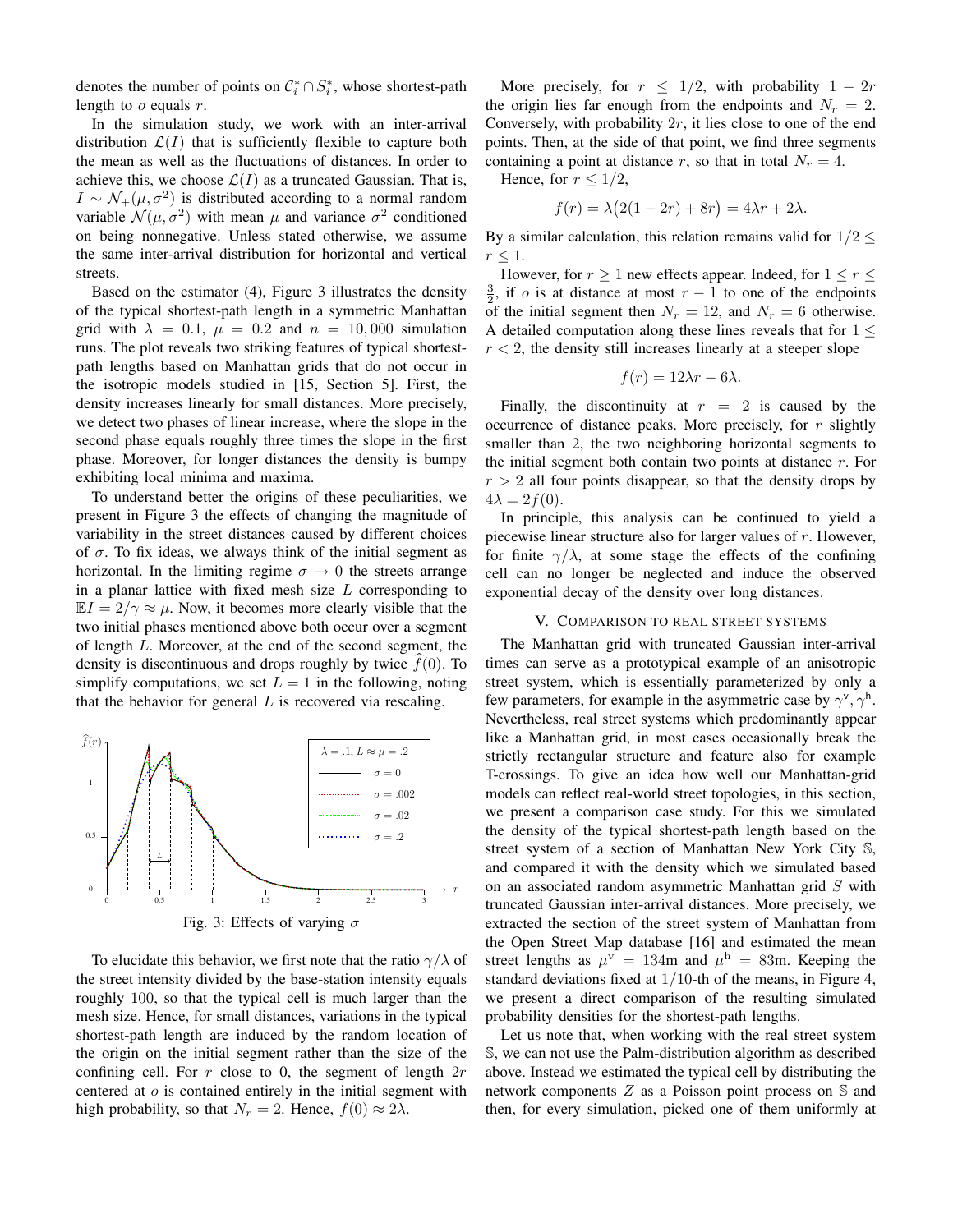denotes the number of points on $\mathcal{C}_i^* \cap S_i^*$, whose shortest-path length to $o$ equals $r$.

In the simulation study, we work with an inter-arrival distribution $\mathcal{L}(I)$ that is sufficiently flexible to capture both the mean as well as the fluctuations of distances. In order to achieve this, we choose $\mathcal{L}(I)$ as a truncated Gaussian. That is, $I \sim \mathcal{N}_+(\mu, \sigma^2)$ is distributed according to a normal random variable $\mathcal{N}(\mu, \sigma^2)$ with mean $\mu$ and variance $\sigma^2$ conditioned on being nonnegative. Unless stated otherwise, we assume the same inter-arrival distribution for horizontal and vertical streets.

Based on the estimator (4), Figure 3 illustrates the density of the typical shortest-path length in a symmetric Manhattan grid with $\lambda = 0.1$, $\mu = 0.2$ and $n = 10,000$ simulation runs. The plot reveals two striking features of typical shortest-path lengths based on Manhattan grids that do not occur in the isotropic models studied in [15, Section 5]. First, the density increases linearly for small distances. More precisely, we detect two phases of linear increase, where the slope in the second phase equals roughly three times the slope in the first phase. Moreover, for longer distances the density is bumpy exhibiting local minima and maxima.

To understand better the origins of these peculiarities, we present in Figure 3 the effects of changing the magnitude of variability in the street distances caused by different choices of $\sigma$. To fix ideas, we always think of the initial segment as horizontal. In the limiting regime $\sigma \to 0$ the streets arrange in a planar lattice with fixed mesh size $L$ corresponding to $\mathbb{E}I = 2/\gamma \approx \mu$. Now, it becomes more clearly visible that the two initial phases mentioned above both occur over a segment of length $L$. Moreover, at the end of the second segment, the density is discontinuous and drops roughly by twice $\widehat{f}(0)$. To simplify computations, we set $L = 1$ in the following, noting that the behavior for general $L$ is recovered via rescaling.

Fig. 3: Effects of varying $\sigma$

To elucidate this behavior, we first note that the ratio $\gamma/\lambda$ of the street intensity divided by the base-station intensity equals roughly 100, so that the typical cell is much larger than the mesh size. Hence, for small distances, variations in the typical shortest-path length are induced by the random location of the origin on the initial segment rather than the size of the confining cell. For $r$ close to 0, the segment of length $2r$ centered at $o$ is contained entirely in the initial segment with high probability, so that $N_r = 2$. Hence, $f(0) \approx 2\lambda$.

More precisely, for $r \leq 1/2$, with probability $1 - 2r$ the origin lies far enough from the endpoints and $N_r = 2$. Conversely, with probability $2r$, it lies close to one of the end points. Then, at the side of that point, we find three segments containing a point at distance $r$, so that in total $N_r = 4$.

Hence, for $r \leq 1/2$,

$$f(r) = \lambda\big(2(1 - 2r) + 8r\big) = 4\lambda r + 2\lambda.$$

By a similar calculation, this relation remains valid for $1/2 \leq r \leq 1$.

However, for $r \geq 1$ new effects appear. Indeed, for $1 \leq r \leq \frac{3}{2}$, if $o$ is at distance at most $r - 1$ to one of the endpoints of the initial segment then $N_r = 12$, and $N_r = 6$ otherwise. A detailed computation along these lines reveals that for $1 \leq r < 2$, the density still increases linearly at a steeper slope

$$f(r) = 12\lambda r - 6\lambda.$$

Finally, the discontinuity at $r = 2$ is caused by the occurrence of distance peaks. More precisely, for $r$ slightly smaller than 2, the two neighboring horizontal segments to the initial segment both contain two points at distance $r$. For $r > 2$ all four points disappear, so that the density drops by $4\lambda = 2f(0)$.

In principle, this analysis can be continued to yield a piecewise linear structure also for larger values of $r$. However, for finite $\gamma/\lambda$, at some stage the effects of the confining cell can no longer be neglected and induce the observed exponential decay of the density over long distances.

## V. Comparison to real street systems

The Manhattan grid with truncated Gaussian inter-arrival times can serve as a prototypical example of an anisotropic street system, which is essentially parameterized by only a few parameters, for example in the asymmetric case by $\gamma^{\mathsf{v}}, \gamma^{\mathsf{h}}$. Nevertheless, real street systems which predominantly appear like a Manhattan grid, in most cases occasionally break the strictly rectangular structure and feature also for example T-crossings. To give an idea how well our Manhattan-grid models can reflect real-world street topologies, in this section, we present a comparison case study. For this we simulated the density of the typical shortest-path length based on the street system of a section of Manhattan New York City $\mathbb{S}$, and compared it with the density which we simulated based on an associated random asymmetric Manhattan grid $S$ with truncated Gaussian inter-arrival distances. More precisely, we extracted the section of the street system of Manhattan from the Open Street Map database [16] and estimated the mean street lengths as $\mu^{\mathsf{v}} = 134$m and $\mu^{\mathsf{h}} = 83$m. Keeping the standard deviations fixed at $1/10$-th of the means, in Figure 4, we present a direct comparison of the resulting simulated probability densities for the shortest-path lengths.

Let us note that, when working with the real street system $\mathbb{S}$, we can not use the Palm-distribution algorithm as described above. Instead we estimated the typical cell by distributing the network components $Z$ as a Poisson point process on $\mathbb{S}$ and then, for every simulation, picked one of them uniformly at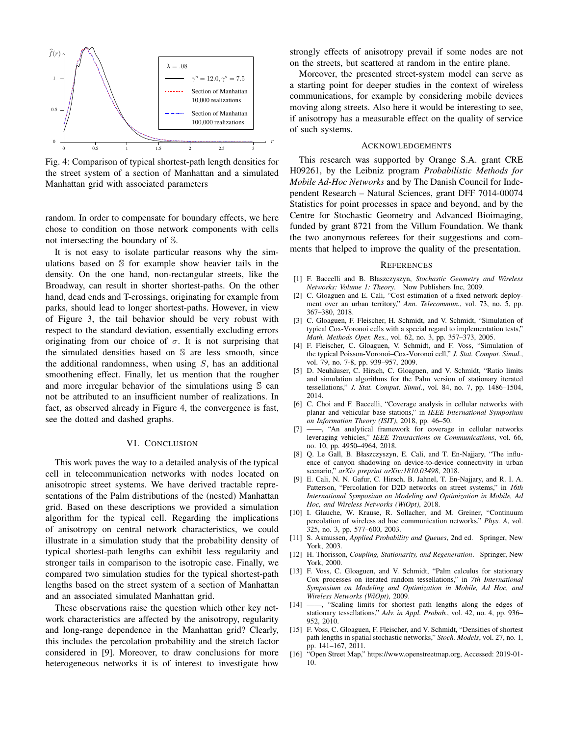$\widehat{f}(r)$

$\lambda = .08$

$\gamma^{\mathrm{h}} = 12.0, \gamma^{\mathrm{v}} = 7.5$

Section of Manhattan
10,000 realizations

Section of Manhattan
100,000 realizations

1

0.5

0

0 0.5 1 1.5 2 2.5 3

$r$

Fig. 4: Comparison of typical shortest-path length densities for the street system of a section of Manhattan and a simulated Manhattan grid with associated parameters

random. In order to compensate for boundary effects, we here chose to condition on those network components with cells not intersecting the boundary of $\mathbb{S}$.

It is not easy to isolate particular reasons why the simulations based on $\mathbb{S}$ for example show heavier tails in the density. On the one hand, non-rectangular streets, like the Broadway, can result in shorter shortest-paths. On the other hand, dead ends and T-crossings, originating for example from parks, should lead to longer shortest-paths. However, in view of Figure 3, the tail behavior should be very robust with respect to the standard deviation, essentially excluding errors originating from our choice of $\sigma$. It is not surprising that the simulated densities based on $\mathbb{S}$ are less smooth, since the additional randomness, when using $S$, has an additional smoothening effect. Finally, let us mention that the rougher and more irregular behavior of the simulations using $\mathbb{S}$ can not be attributed to an insufficient number of realizations. In fact, as observed already in Figure 4, the convergence is fast, see the dotted and dashed graphs.

## VI. Conclusion

This work paves the way to a detailed analysis of the typical cell in telecommunication networks with nodes located on anisotropic street systems. We have derived tractable representations of the Palm distributions of the (nested) Manhattan grid. Based on these descriptions we provided a simulation algorithm for the typical cell. Regarding the implications of anisotropy on central network characteristics, we could illustrate in a simulation study that the probability density of typical shortest-path lengths can exhibit less regularity and stronger tails in comparison to the isotropic case. Finally, we compared two simulation studies for the typical shortest-path lengths based on the street system of a section of Manhattan and an associated simulated Manhattan grid.

These observations raise the question which other key network characteristics are affected by the anisotropy, regularity and long-range dependence in the Manhattan grid? Clearly, this includes the percolation probability and the stretch factor considered in [9]. Moreover, to draw conclusions for more heterogeneous networks it is of interest to investigate how strongly effects of anisotropy prevail if some nodes are not on the streets, but scattered at random in the entire plane.

Moreover, the presented street-system model can serve as a starting point for deeper studies in the context of wireless communications, for example by considering mobile devices moving along streets. Also here it would be interesting to see, if anisotropy has a measurable effect on the quality of service of such systems.

## Acknowledgements

This research was supported by Orange S.A. grant CRE H09261, by the Leibniz program *Probabilistic Methods for Mobile Ad-Hoc Networks* and by The Danish Council for Independent Research – Natural Sciences, grant DFF 7014-00074 Statistics for point processes in space and beyond, and by the Centre for Stochastic Geometry and Advanced Bioimaging, funded by grant 8721 from the Villum Foundation. We thank the two anonymous referees for their suggestions and comments that helped to improve the quality of the presentation.

## References

[1] F. Baccelli and B. Błaszczyszyn, *Stochastic Geometry and Wireless Networks: Volume 1: Theory*. Now Publishers Inc, 2009.

[2] C. Gloaguen and E. Cali, "Cost estimation of a fixed network deployment over an urban territory," *Ann. Telecommun.*, vol. 73, no. 5, pp. 367–380, 2018.

[3] C. Gloaguen, F. Fleischer, H. Schmidt, and V. Schmidt, "Simulation of typical Cox-Voronoi cells with a special regard to implementation tests," *Math. Methods Oper. Res.*, vol. 62, no. 3, pp. 357–373, 2005.

[4] F. Fleischer, C. Gloaguen, V. Schmidt, and F. Voss, "Simulation of the typical Poisson-Voronoi–Cox-Voronoi cell," *J. Stat. Comput. Simul.*, vol. 79, no. 7-8, pp. 939–957, 2009.

[5] D. Neuhäuser, C. Hirsch, C. Gloaguen, and V. Schmidt, "Ratio limits and simulation algorithms for the Palm version of stationary iterated tessellations," *J. Stat. Comput. Simul.*, vol. 84, no. 7, pp. 1486–1504, 2014.

[6] C. Choi and F. Baccelli, "Coverage analysis in cellular networks with planar and vehicular base stations," in *IEEE International Symposium on Information Theory (ISIT)*, 2018, pp. 46–50.

[7] ——, "An analytical framework for coverage in cellular networks leveraging vehicles," *IEEE Transactions on Communications*, vol. 66, no. 10, pp. 4950–4964, 2018.

[8] Q. Le Gall, B. Błaszczyszyn, E. Cali, and T. En-Najjary, "The influence of canyon shadowing on device-to-device connectivity in urban scenario," *arXiv preprint arXiv:1810.03498*, 2018.

[9] E. Cali, N. N. Gafur, C. Hirsch, B. Jahnel, T. En-Najjary, and R. I. A. Patterson, "Percolation for D2D networks on street systems," in *16th International Symposium on Modeling and Optimization in Mobile, Ad Hoc, and Wireless Networks (WiOpt)*, 2018.

[10] I. Glauche, W. Krause, R. Sollacher, and M. Greiner, "Continuum percolation of wireless ad hoc communication networks," *Phys. A*, vol. 325, no. 3, pp. 577–600, 2003.

[11] S. Asmussen, *Applied Probability and Queues*, 2nd ed. Springer, New York, 2003.

[12] H. Thorisson, *Coupling, Stationarity, and Regeneration*. Springer, New York, 2000.

[13] F. Voss, C. Gloaguen, and V. Schmidt, "Palm calculus for stationary Cox processes on iterated random tessellations," in *7th International Symposium on Modeling and Optimization in Mobile, Ad Hoc, and Wireless Networks (WiOpt)*, 2009.

[14] ——, "Scaling limits for shortest path lengths along the edges of stationary tessellations," *Adv. in Appl. Probab.*, vol. 42, no. 4, pp. 936–952, 2010.

[15] F. Voss, C. Gloaguen, F. Fleischer, and V. Schmidt, "Densities of shortest path lengths in spatial stochastic networks," *Stoch. Models*, vol. 27, no. 1, pp. 141–167, 2011.

[16] "Open Street Map," https://www.openstreetmap.org, Accessed: 2019-01-10.